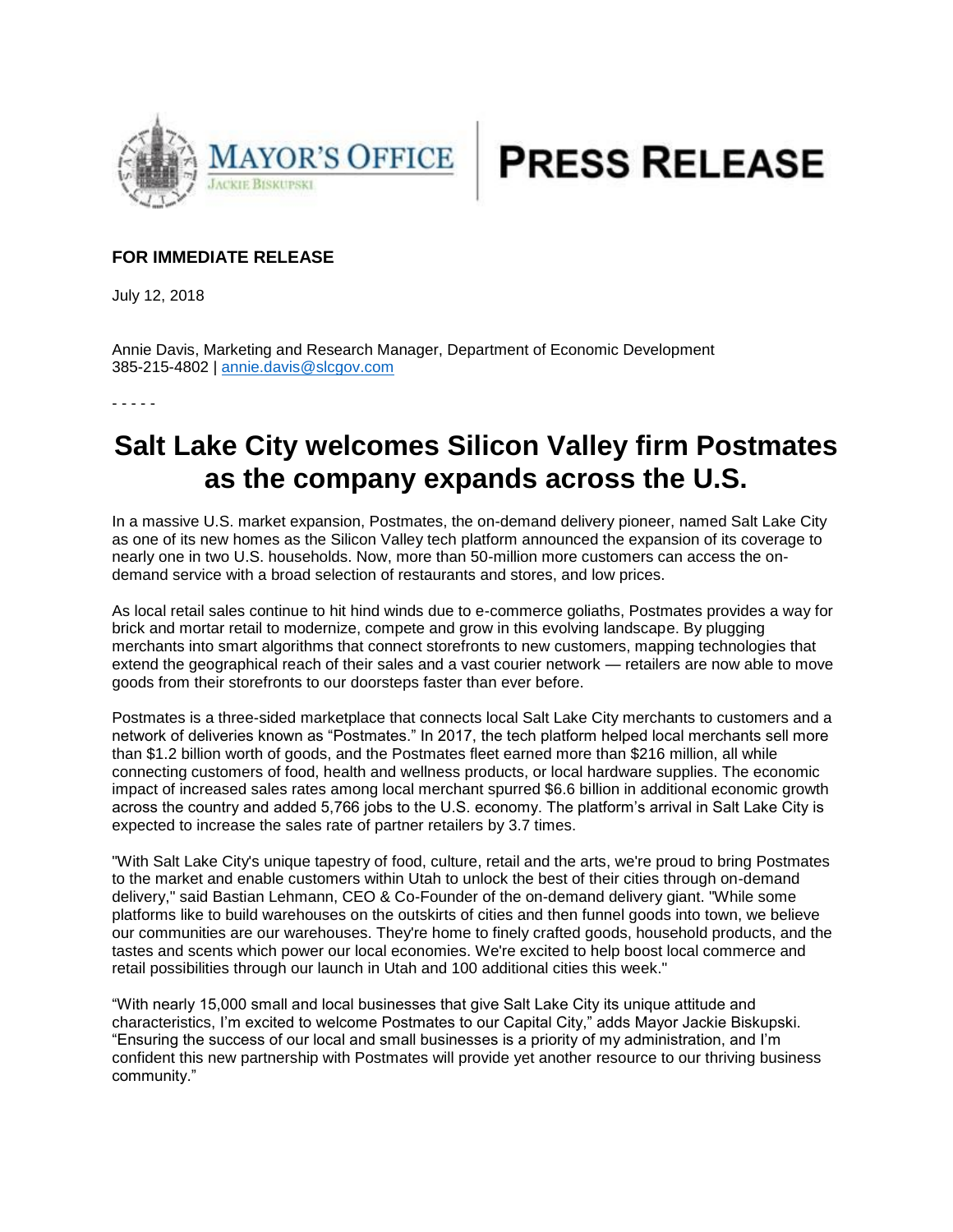MAYOR'S OFFICE
JACKIE BISKUPSKI

PRESS RELEASE

**FOR IMMEDIATE RELEASE**

July 12, 2018

Annie Davis, Marketing and Research Manager, Department of Economic Development
385-215-4802 | annie.davis@slcgov.com

- - - - -

# Salt Lake City welcomes Silicon Valley firm Postmates as the company expands across the U.S.

In a massive U.S. market expansion, Postmates, the on-demand delivery pioneer, named Salt Lake City as one of its new homes as the Silicon Valley tech platform announced the expansion of its coverage to nearly one in two U.S. households. Now, more than 50-million more customers can access the on-demand service with a broad selection of restaurants and stores, and low prices.

As local retail sales continue to hit hind winds due to e-commerce goliaths, Postmates provides a way for brick and mortar retail to modernize, compete and grow in this evolving landscape. By plugging merchants into smart algorithms that connect storefronts to new customers, mapping technologies that extend the geographical reach of their sales and a vast courier network — retailers are now able to move goods from their storefronts to our doorsteps faster than ever before.

Postmates is a three-sided marketplace that connects local Salt Lake City merchants to customers and a network of deliveries known as "Postmates." In 2017, the tech platform helped local merchants sell more than $1.2 billion worth of goods, and the Postmates fleet earned more than $216 million, all while connecting customers of food, health and wellness products, or local hardware supplies. The economic impact of increased sales rates among local merchant spurred $6.6 billion in additional economic growth across the country and added 5,766 jobs to the U.S. economy. The platform's arrival in Salt Lake City is expected to increase the sales rate of partner retailers by 3.7 times.

"With Salt Lake City's unique tapestry of food, culture, retail and the arts, we're proud to bring Postmates to the market and enable customers within Utah to unlock the best of their cities through on-demand delivery," said Bastian Lehmann, CEO & Co-Founder of the on-demand delivery giant. "While some platforms like to build warehouses on the outskirts of cities and then funnel goods into town, we believe our communities are our warehouses. They're home to finely crafted goods, household products, and the tastes and scents which power our local economies. We're excited to help boost local commerce and retail possibilities through our launch in Utah and 100 additional cities this week."

"With nearly 15,000 small and local businesses that give Salt Lake City its unique attitude and characteristics, I'm excited to welcome Postmates to our Capital City," adds Mayor Jackie Biskupski. "Ensuring the success of our local and small businesses is a priority of my administration, and I'm confident this new partnership with Postmates will provide yet another resource to our thriving business community."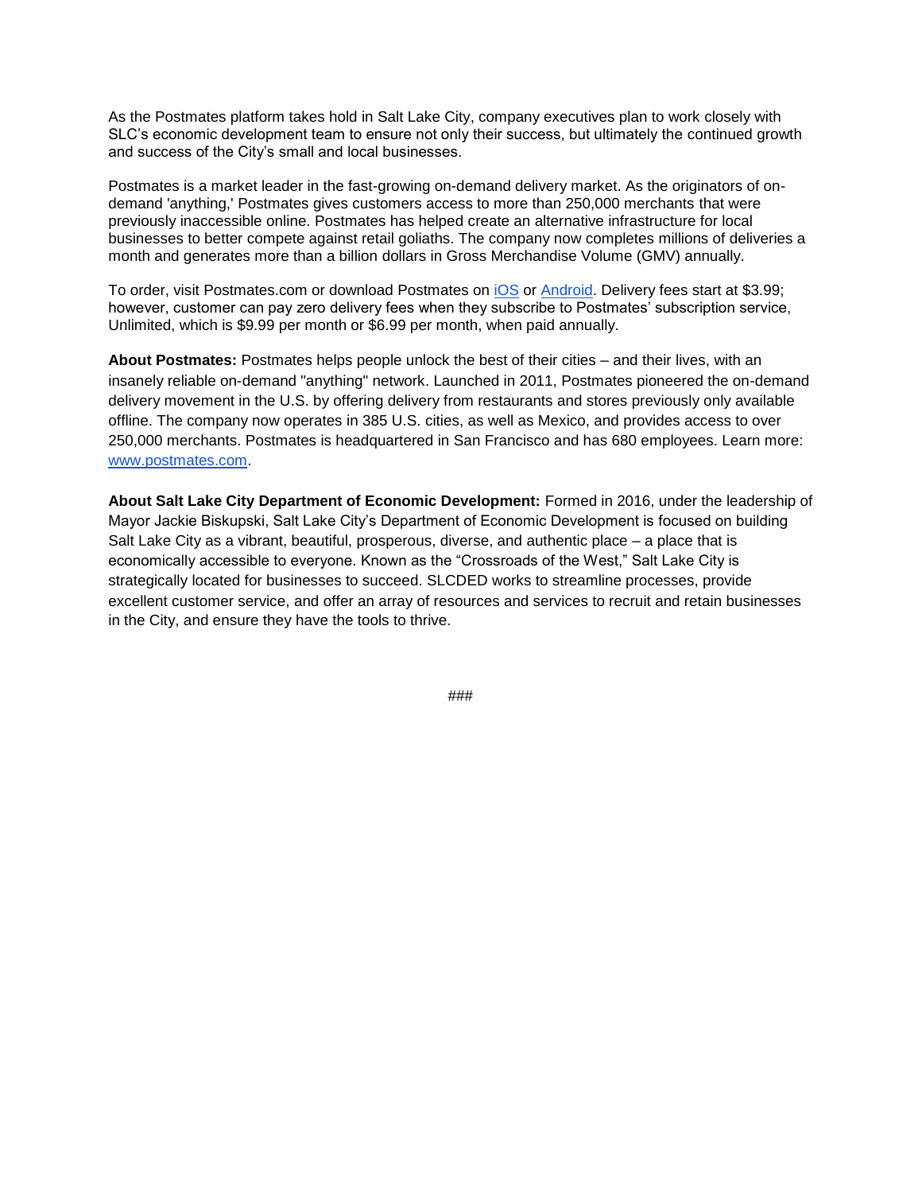As the Postmates platform takes hold in Salt Lake City, company executives plan to work closely with SLC's economic development team to ensure not only their success, but ultimately the continued growth and success of the City's small and local businesses.

Postmates is a market leader in the fast-growing on-demand delivery market. As the originators of on-demand 'anything,' Postmates gives customers access to more than 250,000 merchants that were previously inaccessible online. Postmates has helped create an alternative infrastructure for local businesses to better compete against retail goliaths. The company now completes millions of deliveries a month and generates more than a billion dollars in Gross Merchandise Volume (GMV) annually.

To order, visit Postmates.com or download Postmates on [iOS] or [Android]. Delivery fees start at $3.99; however, customer can pay zero delivery fees when they subscribe to Postmates' subscription service, Unlimited, which is $9.99 per month or $6.99 per month, when paid annually.

**About Postmates:** Postmates helps people unlock the best of their cities – and their lives, with an insanely reliable on-demand "anything" network. Launched in 2011, Postmates pioneered the on-demand delivery movement in the U.S. by offering delivery from restaurants and stores previously only available offline. The company now operates in 385 U.S. cities, as well as Mexico, and provides access to over 250,000 merchants. Postmates is headquartered in San Francisco and has 680 employees. Learn more: www.postmates.com.

**About Salt Lake City Department of Economic Development:** Formed in 2016, under the leadership of Mayor Jackie Biskupski, Salt Lake City's Department of Economic Development is focused on building Salt Lake City as a vibrant, beautiful, prosperous, diverse, and authentic place – a place that is economically accessible to everyone. Known as the "Crossroads of the West," Salt Lake City is strategically located for businesses to succeed. SLCDED works to streamline processes, provide excellent customer service, and offer an array of resources and services to recruit and retain businesses in the City, and ensure they have the tools to thrive.

###